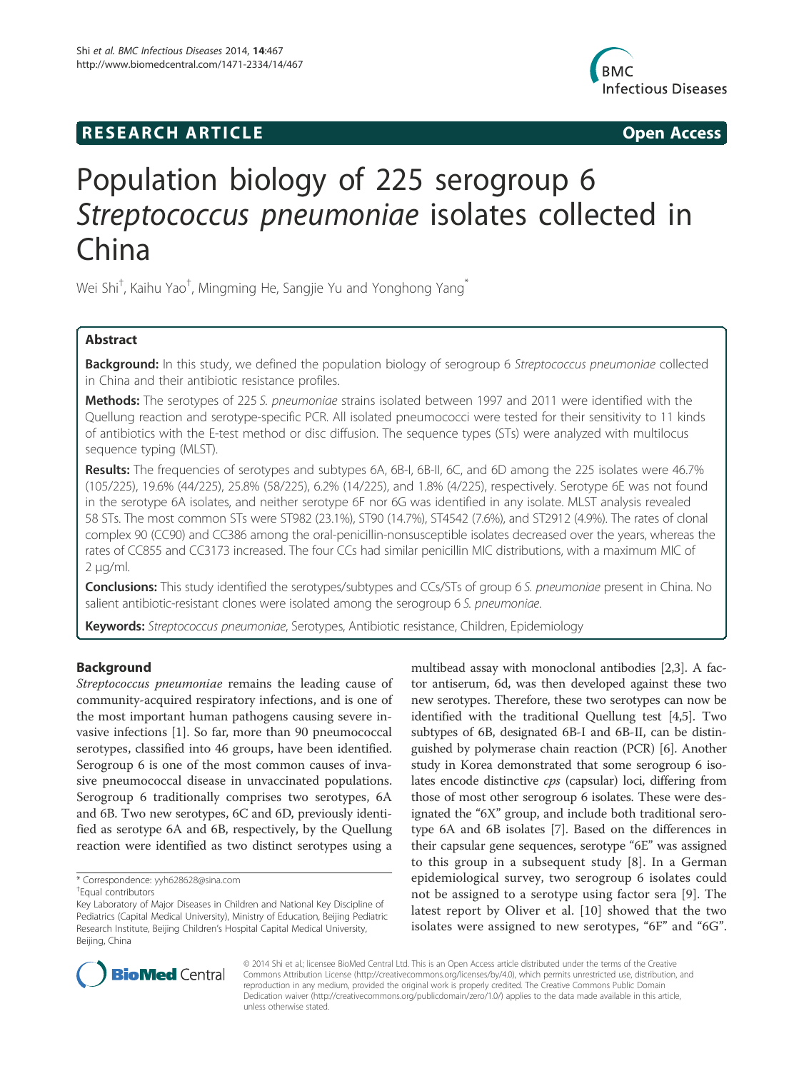# RESEARCH ARTICLE

**Open Access**

# Population biology of 225 serogroup 6 *Streptococcus pneumoniae* isolates collected in China

Wei Shi[†], Kaihu Yao[†], Mingming He, Sangjie Yu and Yonghong Yang[*]

## Abstract

**Background:** In this study, we defined the population biology of serogroup 6 *Streptococcus pneumoniae* collected in China and their antibiotic resistance profiles.

**Methods:** The serotypes of 225 *S. pneumoniae* strains isolated between 1997 and 2011 were identified with the Quellung reaction and serotype-specific PCR. All isolated pneumococci were tested for their sensitivity to 11 kinds of antibiotics with the E-test method or disc diffusion. The sequence types (STs) were analyzed with multilocus sequence typing (MLST).

**Results:** The frequencies of serotypes and subtypes 6A, 6B-I, 6B-II, 6C, and 6D among the 225 isolates were 46.7% (105/225), 19.6% (44/225), 25.8% (58/225), 6.2% (14/225), and 1.8% (4/225), respectively. Serotype 6E was not found in the serotype 6A isolates, and neither serotype 6F nor 6G was identified in any isolate. MLST analysis revealed 58 STs. The most common STs were ST982 (23.1%), ST90 (14.7%), ST4542 (7.6%), and ST2912 (4.9%). The rates of clonal complex 90 (CC90) and CC386 among the oral-penicillin-nonsusceptible isolates decreased over the years, whereas the rates of CC855 and CC3173 increased. The four CCs had similar penicillin MIC distributions, with a maximum MIC of 2 μg/ml.

**Conclusions:** This study identified the serotypes/subtypes and CCs/STs of group 6 *S. pneumoniae* present in China. No salient antibiotic-resistant clones were isolated among the serogroup 6 *S. pneumoniae*.

**Keywords:** *Streptococcus pneumoniae*, Serotypes, Antibiotic resistance, Children, Epidemiology

## Background

*Streptococcus pneumoniae* remains the leading cause of community-acquired respiratory infections, and is one of the most important human pathogens causing severe invasive infections [1]. So far, more than 90 pneumococcal serotypes, classified into 46 groups, have been identified. Serogroup 6 is one of the most common causes of invasive pneumococcal disease in unvaccinated populations. Serogroup 6 traditionally comprises two serotypes, 6A and 6B. Two new serotypes, 6C and 6D, previously identified as serotype 6A and 6B, respectively, by the Quellung reaction were identified as two distinct serotypes using a multibead assay with monoclonal antibodies [2,3]. A factor antiserum, 6d, was then developed against these two new serotypes. Therefore, these two serotypes can now be identified with the traditional Quellung test [4,5]. Two subtypes of 6B, designated 6B-I and 6B-II, can be distinguished by polymerase chain reaction (PCR) [6]. Another study in Korea demonstrated that some serogroup 6 isolates encode distinctive *cps* (capsular) loci, differing from those of most other serogroup 6 isolates. These were designated the "6X" group, and include both traditional serotype 6A and 6B isolates [7]. Based on the differences in their capsular gene sequences, serotype "6E" was assigned to this group in a subsequent study [8]. In a German epidemiological survey, two serogroup 6 isolates could not be assigned to a serotype using factor sera [9]. The latest report by Oliver et al. [10] showed that the two isolates were assigned to new serotypes, "6F" and "6G".

\* Correspondence: yyh628628@sina.com

[†]Equal contributors

Key Laboratory of Major Diseases in Children and National Key Discipline of Pediatrics (Capital Medical University), Ministry of Education, Beijing Pediatric Research Institute, Beijing Children's Hospital Capital Medical University, Beijing, China

© 2014 Shi et al.; licensee BioMed Central Ltd. This is an Open Access article distributed under the terms of the Creative Commons Attribution License (http://creativecommons.org/licenses/by/4.0), which permits unrestricted use, distribution, and reproduction in any medium, provided the original work is properly credited. The Creative Commons Public Domain Dedication waiver (http://creativecommons.org/publicdomain/zero/1.0/) applies to the data made available in this article, unless otherwise stated.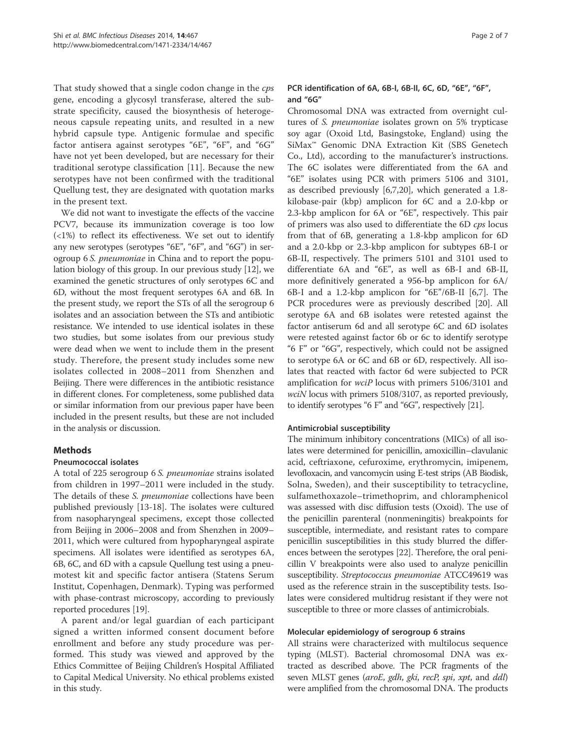That study showed that a single codon change in the *cps* gene, encoding a glycosyl transferase, altered the substrate specificity, caused the biosynthesis of heterogeneous capsule repeating units, and resulted in a new hybrid capsule type. Antigenic formulae and specific factor antisera against serotypes "6E", "6F", and "6G" have not yet been developed, but are necessary for their traditional serotype classification [11]. Because the new serotypes have not been confirmed with the traditional Quellung test, they are designated with quotation marks in the present text.

We did not want to investigate the effects of the vaccine PCV7, because its immunization coverage is too low (<1%) to reflect its effectiveness. We set out to identify any new serotypes (serotypes "6E", "6F", and "6G") in serogroup 6 *S. pneumoniae* in China and to report the population biology of this group. In our previous study [12], we examined the genetic structures of only serotypes 6C and 6D, without the most frequent serotypes 6A and 6B. In the present study, we report the STs of all the serogroup 6 isolates and an association between the STs and antibiotic resistance. We intended to use identical isolates in these two studies, but some isolates from our previous study were dead when we went to include them in the present study. Therefore, the present study includes some new isolates collected in 2008–2011 from Shenzhen and Beijing. There were differences in the antibiotic resistance in different clones. For completeness, some published data or similar information from our previous paper have been included in the present results, but these are not included in the analysis or discussion.

## Methods

### Pneumococcal isolates

A total of 225 serogroup 6 *S. pneumoniae* strains isolated from children in 1997–2011 were included in the study. The details of these *S. pneumoniae* collections have been published previously [13-18]. The isolates were cultured from nasopharyngeal specimens, except those collected from Beijing in 2006–2008 and from Shenzhen in 2009–2011, which were cultured from hypopharyngeal aspirate specimens. All isolates were identified as serotypes 6A, 6B, 6C, and 6D with a capsule Quellung test using a pneumotest kit and specific factor antisera (Statens Serum Institut, Copenhagen, Denmark). Typing was performed with phase-contrast microscopy, according to previously reported procedures [19].

A parent and/or legal guardian of each participant signed a written informed consent document before enrollment and before any study procedure was performed. This study was viewed and approved by the Ethics Committee of Beijing Children's Hospital Affiliated to Capital Medical University. No ethical problems existed in this study.

### PCR identification of 6A, 6B-I, 6B-II, 6C, 6D, "6E", "6F", and "6G"

Chromosomal DNA was extracted from overnight cultures of *S. pneumoniae* isolates grown on 5% trypticase soy agar (Oxoid Ltd, Basingstoke, England) using the SiMax™ Genomic DNA Extraction Kit (SBS Genetech Co., Ltd), according to the manufacturer's instructions. The 6C isolates were differentiated from the 6A and "6E" isolates using PCR with primers 5106 and 3101, as described previously [6,7,20], which generated a 1.8-kilobase-pair (kbp) amplicon for 6C and a 2.0-kbp or 2.3-kbp amplicon for 6A or "6E", respectively. This pair of primers was also used to differentiate the 6D *cps* locus from that of 6B, generating a 1.8-kbp amplicon for 6D and a 2.0-kbp or 2.3-kbp amplicon for subtypes 6B-I or 6B-II, respectively. The primers 5101 and 3101 used to differentiate 6A and "6E", as well as 6B-I and 6B-II, more definitively generated a 956-bp amplicon for 6A/6B-I and a 1.2-kbp amplicon for "6E"/6B-II [6,7]. The PCR procedures were as previously described [20]. All serotype 6A and 6B isolates were retested against the factor antiserum 6d and all serotype 6C and 6D isolates were retested against factor 6b or 6c to identify serotype "6 F" or "6G", respectively, which could not be assigned to serotype 6A or 6C and 6B or 6D, respectively. All isolates that reacted with factor 6d were subjected to PCR amplification for *wciP* locus with primers 5106/3101 and *wciN* locus with primers 5108/3107, as reported previously, to identify serotypes "6 F" and "6G", respectively [21].

### Antimicrobial susceptibility

The minimum inhibitory concentrations (MICs) of all isolates were determined for penicillin, amoxicillin–clavulanic acid, ceftriaxone, cefuroxime, erythromycin, imipenem, levofloxacin, and vancomycin using E-test strips (AB Biodisk, Solna, Sweden), and their susceptibility to tetracycline, sulfamethoxazole–trimethoprim, and chloramphenicol was assessed with disc diffusion tests (Oxoid). The use of the penicillin parenteral (nonmeningitis) breakpoints for susceptible, intermediate, and resistant rates to compare penicillin susceptibilities in this study blurred the differences between the serotypes [22]. Therefore, the oral penicillin V breakpoints were also used to analyze penicillin susceptibility. *Streptococcus pneumoniae* ATCC49619 was used as the reference strain in the susceptibility tests. Isolates were considered multidrug resistant if they were not susceptible to three or more classes of antimicrobials.

### Molecular epidemiology of serogroup 6 strains

All strains were characterized with multilocus sequence typing (MLST). Bacterial chromosomal DNA was extracted as described above. The PCR fragments of the seven MLST genes (*aroE*, *gdh*, *gki*, *recP*, *spi*, *xpt*, and *ddl*) were amplified from the chromosomal DNA. The products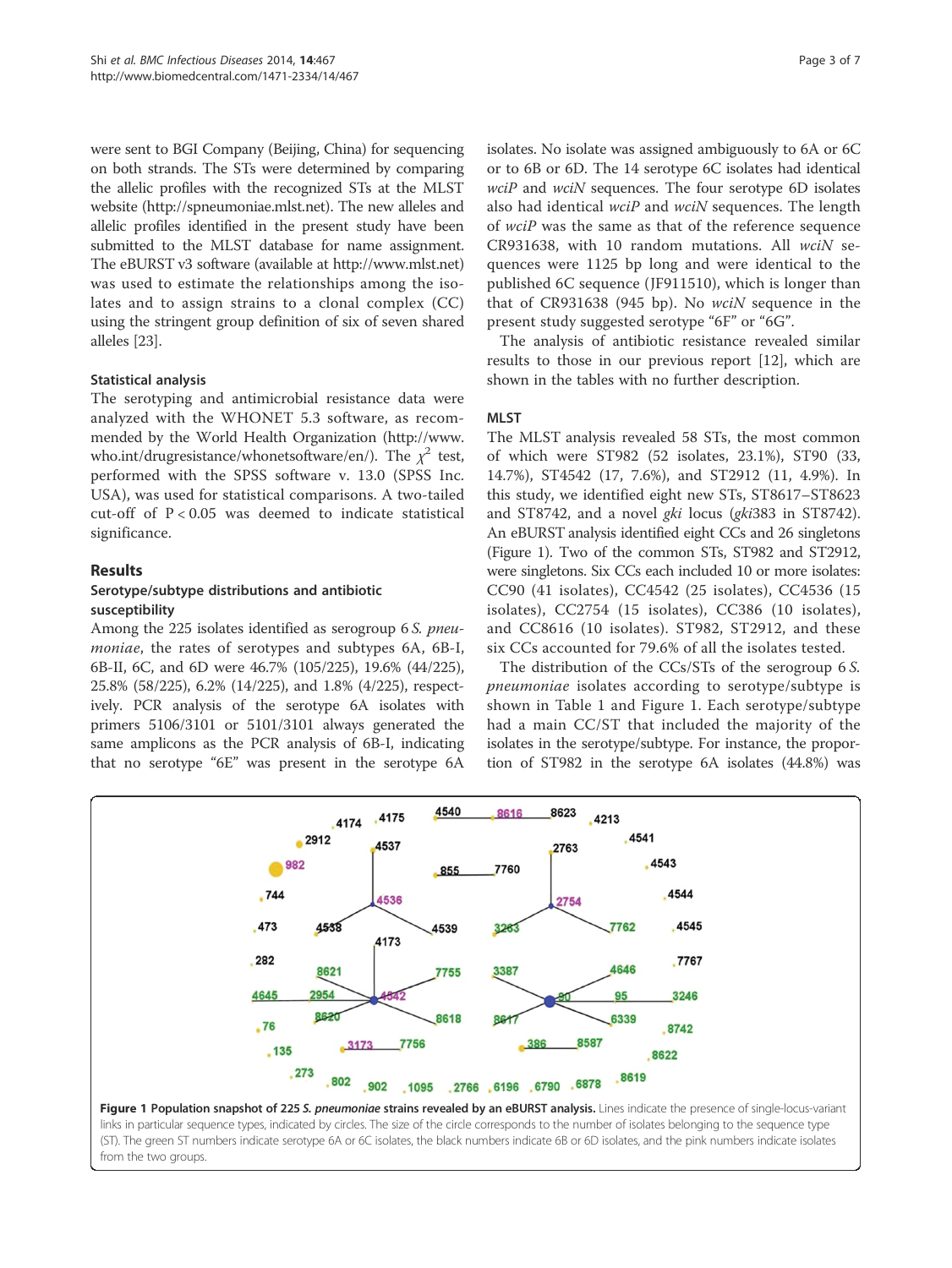were sent to BGI Company (Beijing, China) for sequencing on both strands. The STs were determined by comparing the allelic profiles with the recognized STs at the MLST website (http://spneumoniae.mlst.net). The new alleles and allelic profiles identified in the present study have been submitted to the MLST database for name assignment. The eBURST v3 software (available at http://www.mlst.net) was used to estimate the relationships among the isolates and to assign strains to a clonal complex (CC) using the stringent group definition of six of seven shared alleles [23].

### Statistical analysis

The serotyping and antimicrobial resistance data were analyzed with the WHONET 5.3 software, as recommended by the World Health Organization (http://www.who.int/drugresistance/whonetsoftware/en/). The $\chi^2$ test, performed with the SPSS software v. 13.0 (SPSS Inc. USA), was used for statistical comparisons. A two-tailed cut-off of $P < 0.05$ was deemed to indicate statistical significance.

## Results

### Serotype/subtype distributions and antibiotic susceptibility

Among the 225 isolates identified as serogroup 6 *S. pneumoniae*, the rates of serotypes and subtypes 6A, 6B-I, 6B-II, 6C, and 6D were 46.7% (105/225), 19.6% (44/225), 25.8% (58/225), 6.2% (14/225), and 1.8% (4/225), respectively. PCR analysis of the serotype 6A isolates with primers 5106/3101 or 5101/3101 always generated the same amplicons as the PCR analysis of 6B-I, indicating that no serotype "6E" was present in the serotype 6A isolates. No isolate was assigned ambiguously to 6A or 6C or to 6B or 6D. The 14 serotype 6C isolates had identical *wciP* and *wciN* sequences. The four serotype 6D isolates also had identical *wciP* and *wciN* sequences. The length of *wciP* was the same as that of the reference sequence CR931638, with 10 random mutations. All *wciN* sequences were 1125 bp long and were identical to the published 6C sequence (JF911510), which is longer than that of CR931638 (945 bp). No *wciN* sequence in the present study suggested serotype "6F" or "6G".

The analysis of antibiotic resistance revealed similar results to those in our previous report [12], which are shown in the tables with no further description.

### MLST

The MLST analysis revealed 58 STs, the most common of which were ST982 (52 isolates, 23.1%), ST90 (33, 14.7%), ST4542 (17, 7.6%), and ST2912 (11, 4.9%). In this study, we identified eight new STs, ST8617–ST8623 and ST8742, and a novel *gki* locus (*gki*383 in ST8742). An eBURST analysis identified eight CCs and 26 singletons (Figure 1). Two of the common STs, ST982 and ST2912, were singletons. Six CCs each included 10 or more isolates: CC90 (41 isolates), CC4542 (25 isolates), CC4536 (15 isolates), CC2754 (15 isolates), CC386 (10 isolates), and CC8616 (10 isolates). ST982, ST2912, and these six CCs accounted for 79.6% of all the isolates tested.

The distribution of the CCs/STs of the serogroup 6 *S. pneumoniae* isolates according to serotype/subtype is shown in Table 1 and Figure 1. Each serotype/subtype had a main CC/ST that included the majority of the isolates in the serotype/subtype. For instance, the proportion of ST982 in the serotype 6A isolates (44.8%) was

**Figure 1 Population snapshot of 225 *S. pneumoniae* strains revealed by an eBURST analysis.** Lines indicate the presence of single-locus-variant links in particular sequence types, indicated by circles. The size of the circle corresponds to the number of isolates belonging to the sequence type (ST). The green ST numbers indicate serotype 6A or 6C isolates, the black numbers indicate 6B or 6D isolates, and the pink numbers indicate isolates from the two groups.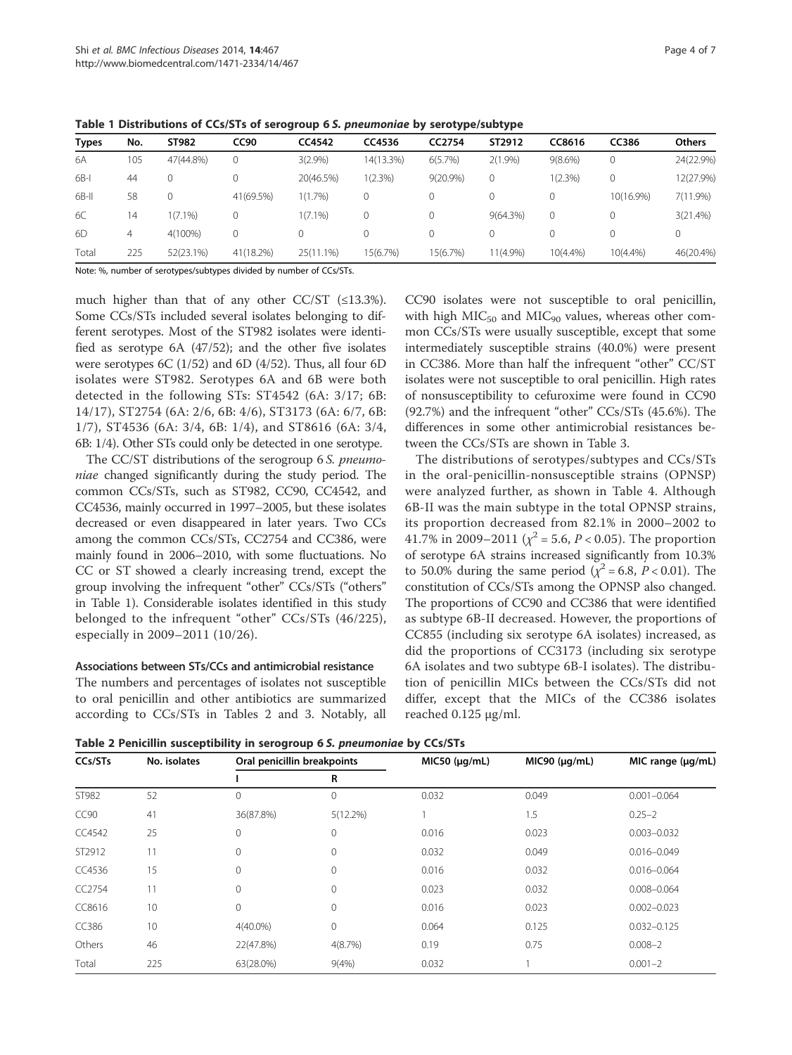**Table 1 Distributions of CCs/STs of serogroup 6 *S. pneumoniae* by serotype/subtype**

| Types | No. | ST982 | CC90 | CC4542 | CC4536 | CC2754 | ST2912 | CC8616 | CC386 | Others |
|---|---|---|---|---|---|---|---|---|---|---|
| 6A | 105 | 47(44.8%) | 0 | 3(2.9%) | 14(13.3%) | 6(5.7%) | 2(1.9%) | 9(8.6%) | 0 | 24(22.9%) |
| 6B-I | 44 | 0 | 0 | 20(46.5%) | 1(2.3%) | 9(20.9%) | 0 | 1(2.3%) | 0 | 12(27.9%) |
| 6B-II | 58 | 0 | 41(69.5%) | 1(1.7%) | 0 | 0 | 0 | 0 | 10(16.9%) | 7(11.9%) |
| 6C | 14 | 1(7.1%) | 0 | 1(7.1%) | 0 | 0 | 9(64.3%) | 0 | 0 | 3(21.4%) |
| 6D | 4 | 4(100%) | 0 | 0 | 0 | 0 | 0 | 0 | 0 | 0 |
| Total | 225 | 52(23.1%) | 41(18.2%) | 25(11.1%) | 15(6.7%) | 15(6.7%) | 11(4.9%) | 10(4.4%) | 10(4.4%) | 46(20.4%) |

Note: %, number of serotypes/subtypes divided by number of CCs/STs.

much higher than that of any other CC/ST (≤13.3%). Some CCs/STs included several isolates belonging to different serotypes. Most of the ST982 isolates were identified as serotype 6A (47/52); and the other five isolates were serotypes 6C (1/52) and 6D (4/52). Thus, all four 6D isolates were ST982. Serotypes 6A and 6B were both detected in the following STs: ST4542 (6A: 3/17; 6B: 14/17), ST2754 (6A: 2/6, 6B: 4/6), ST3173 (6A: 6/7, 6B: 1/7), ST4536 (6A: 3/4, 6B: 1/4), and ST8616 (6A: 3/4, 6B: 1/4). Other STs could only be detected in one serotype.

The CC/ST distributions of the serogroup 6 *S. pneumoniae* changed significantly during the study period. The common CCs/STs, such as ST982, CC90, CC4542, and CC4536, mainly occurred in 1997–2005, but these isolates decreased or even disappeared in later years. Two CCs among the common CCs/STs, CC2754 and CC386, were mainly found in 2006–2010, with some fluctuations. No CC or ST showed a clearly increasing trend, except the group involving the infrequent "other" CCs/STs ("others" in Table 1). Considerable isolates identified in this study belonged to the infrequent "other" CCs/STs (46/225), especially in 2009–2011 (10/26).

#### Associations between STs/CCs and antimicrobial resistance

The numbers and percentages of isolates not susceptible to oral penicillin and other antibiotics are summarized according to CCs/STs in Tables 2 and 3. Notably, all CC90 isolates were not susceptible to oral penicillin, with high $MIC_{50}$ and $MIC_{90}$ values, whereas other common CCs/STs were usually susceptible, except that some intermediately susceptible strains (40.0%) were present in CC386. More than half the infrequent "other" CC/ST isolates were not susceptible to oral penicillin. High rates of nonsusceptibility to cefuroxime were found in CC90 (92.7%) and the infrequent "other" CCs/STs (45.6%). The differences in some other antimicrobial resistances between the CCs/STs are shown in Table 3.

The distributions of serotypes/subtypes and CCs/STs in the oral-penicillin-nonsusceptible strains (OPNSP) were analyzed further, as shown in Table 4. Although 6B-II was the main subtype in the total OPNSP strains, its proportion decreased from 82.1% in 2000–2002 to 41.7% in 2009–2011 ($\chi^2 = 5.6$, $P < 0.05$). The proportion of serotype 6A strains increased significantly from 10.3% to 50.0% during the same period ($\chi^2 = 6.8$, $P < 0.01$). The constitution of CCs/STs among the OPNSP also changed. The proportions of CC90 and CC386 that were identified as subtype 6B-II decreased. However, the proportions of CC855 (including six serotype 6A isolates) increased, as did the proportions of CC3173 (including six serotype 6A isolates and two subtype 6B-I isolates). The distribution of penicillin MICs between the CCs/STs did not differ, except that the MICs of the CC386 isolates reached 0.125 μg/ml.

**Table 2 Penicillin susceptibility in serogroup 6 *S. pneumoniae* by CCs/STs**

| CCs/STs | No. isolates | Oral penicillin breakpoints | | MIC50 (μg/mL) | MIC90 (μg/mL) | MIC range (μg/mL) |
|---|---|---|---|---|---|---|
| | | I | R | | | |
| ST982 | 52 | 0 | 0 | 0.032 | 0.049 | 0.001–0.064 |
| CC90 | 41 | 36(87.8%) | 5(12.2%) | 1 | 1.5 | 0.25–2 |
| CC4542 | 25 | 0 | 0 | 0.016 | 0.023 | 0.003–0.032 |
| ST2912 | 11 | 0 | 0 | 0.032 | 0.049 | 0.016–0.049 |
| CC4536 | 15 | 0 | 0 | 0.016 | 0.032 | 0.016–0.064 |
| CC2754 | 11 | 0 | 0 | 0.023 | 0.032 | 0.008–0.064 |
| CC8616 | 10 | 0 | 0 | 0.016 | 0.023 | 0.002–0.023 |
| CC386 | 10 | 4(40.0%) | 0 | 0.064 | 0.125 | 0.032–0.125 |
| Others | 46 | 22(47.8%) | 4(8.7%) | 0.19 | 0.75 | 0.008–2 |
| Total | 225 | 63(28.0%) | 9(4%) | 0.032 | 1 | 0.001–2 |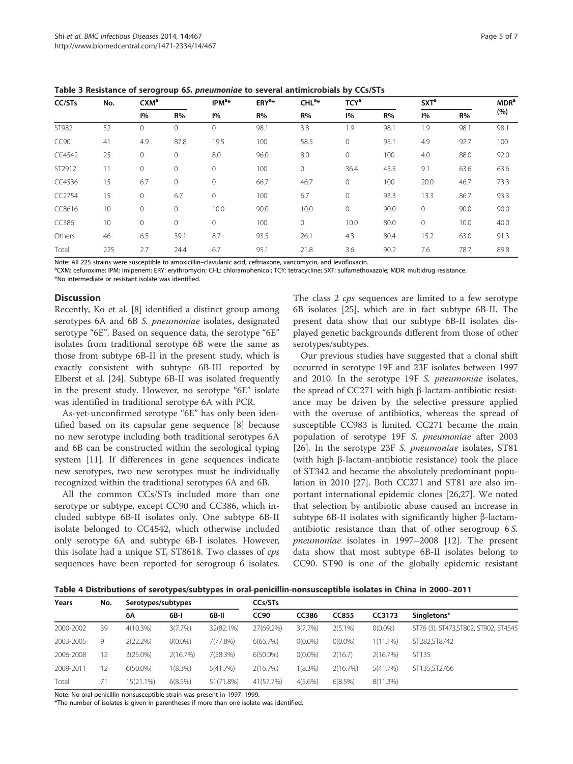**Table 3 Resistance of serogroup 6S. *pneumoniae* to several antimicrobials by CCs/STs**

| CC/STs | No. | CXM[a] | | IPM[a]* | ERY[a]* | CHL[a]* | TCY[a] | | SXT[a] | | MDR[a] (%) |
|---|---|---|---|---|---|---|---|---|---|---|---|
| | | I% | R% | I% | R% | R% | I% | R% | I% | R% | |
| ST982 | 52 | 0 | 0 | 0 | 98.1 | 3.8 | 1.9 | 98.1 | 1.9 | 98.1 | 98.1 |
| CC90 | 41 | 4.9 | 87.8 | 19.5 | 100 | 58.5 | 0 | 95.1 | 4.9 | 92.7 | 100 |
| CC4542 | 25 | 0 | 0 | 8.0 | 96.0 | 8.0 | 0 | 100 | 4.0 | 88.0 | 92.0 |
| ST2912 | 11 | 0 | 0 | 0 | 100 | 0 | 36.4 | 45.5 | 9.1 | 63.6 | 63.6 |
| CC4536 | 15 | 6.7 | 0 | 0 | 66.7 | 46.7 | 0 | 100 | 20.0 | 46.7 | 73.3 |
| CC2754 | 15 | 0 | 6.7 | 0 | 100 | 6.7 | 0 | 93.3 | 13.3 | 86.7 | 93.3 |
| CC8616 | 10 | 0 | 0 | 10.0 | 90.0 | 10.0 | 0 | 90.0 | 0 | 90.0 | 90.0 |
| CC386 | 10 | 0 | 0 | 0 | 100 | 0 | 10.0 | 80.0 | 0 | 10.0 | 40.0 |
| Others | 46 | 6.5 | 39.1 | 8.7 | 93.5 | 26.1 | 4.3 | 80.4 | 15.2 | 63.0 | 91.3 |
| Total | 225 | 2.7 | 24.4 | 6.7 | 95.1 | 21.8 | 3.6 | 90.2 | 7.6 | 78.7 | 89.8 |

Note: All 225 strains were susceptible to amoxicillin–clavulanic acid, ceftriaxone, vancomycin, and levofloxacin.
[a]CXM: cefuroxime; IPM: imipenem; ERY: erythromycin; CHL: chloramphenicol; TCY: tetracycline; SXT: sulfamethoxazole; MDR: multidrug resistance.
*No intermediate or resistant isolate was identified.

## Discussion

Recently, Ko et al. [8] identified a distinct group among serotypes 6A and 6B *S. pneumoniae* isolates, designated serotype "6E". Based on sequence data, the serotype "6E" isolates from traditional serotype 6B were the same as those from subtype 6B-II in the present study, which is exactly consistent with subtype 6B-III reported by Elberst et al. [24]. Subtype 6B-II was isolated frequently in the present study. However, no serotype "6E" isolate was identified in traditional serotype 6A with PCR.

As-yet-unconfirmed serotype "6E" has only been identified based on its capsular gene sequence [8] because no new serotype including both traditional serotypes 6A and 6B can be constructed within the serological typing system [11]. If differences in gene sequences indicate new serotypes, two new serotypes must be individually recognized within the traditional serotypes 6A and 6B.

All the common CCs/STs included more than one serotype or subtype, except CC90 and CC386, which included subtype 6B-II isolates only. One subtype 6B-II isolate belonged to CC4542, which otherwise included only serotype 6A and subtype 6B-I isolates. However, this isolate had a unique ST, ST8618. Two classes of *cps* sequences have been reported for serogroup 6 isolates. The class 2 *cps* sequences are limited to a few serotype 6B isolates [25], which are in fact subtype 6B-II. The present data show that our subtype 6B-II isolates displayed genetic backgrounds different from those of other serotypes/subtypes.

Our previous studies have suggested that a clonal shift occurred in serotype 19F and 23F isolates between 1997 and 2010. In the serotype 19F *S. pneumoniae* isolates, the spread of CC271 with high β-lactam-antibiotic resistance may be driven by the selective pressure applied with the overuse of antibiotics, whereas the spread of susceptible CC983 is limited. CC271 became the main population of serotype 19F *S. pneumoniae* after 2003 [26]. In the serotype 23F *S. pneumoniae* isolates, ST81 (with high β-lactam-antibiotic resistance) took the place of ST342 and became the absolutely predominant population in 2010 [27]. Both CC271 and ST81 are also important international epidemic clones [26,27]. We noted that selection by antibiotic abuse caused an increase in subtype 6B-II isolates with significantly higher β-lactam-antibiotic resistance than that of other serogroup 6 *S. pneumoniae* isolates in 1997–2008 [12]. The present data show that most subtype 6B-II isolates belong to CC90. ST90 is one of the globally epidemic resistant

**Table 4 Distributions of serotypes/subtypes in oral-penicillin-nonsusceptible isolates in China in 2000–2011**

| Years | No. | Serotypes/subtypes | | | CCs/STs | | | | |
|---|---|---|---|---|---|---|---|---|---|
| | | 6A | 6B-I | 6B-II | CC90 | CC386 | CC855 | CC3173 | Singletons* |
| 2000-2002 | 39 | 4(10.3%) | 3(7.7%) | 32(82.1%) | 27(69.2%) | 3(7.7%) | 2(5.1%) | 0(0.0%) | ST76 (3), ST473,ST802, ST902, ST4545 |
| 2003-2005 | 9 | 2(22.2%) | 0(0.0%) | 7(77.8%) | 6(66.7%) | 0(0.0%) | 0(0.0%) | 1(11.1%) | ST282,ST8742 |
| 2006-2008 | 12 | 3(25.0%) | 2(16.7%) | 7(58.3%) | 6(50.0%) | 0(0.0%) | 2(16.7) | 2(16.7%) | ST135 |
| 2009-2011 | 12 | 6(50.0%) | 1(8.3%) | 5(41.7%) | 2(16.7%) | 1(8.3%) | 2(16.7%) | 5(41.7%) | ST135,ST2766 |
| Total | 71 | 15(21.1%) | 6(8.5%) | 51(71.8%) | 41(57.7%) | 4(5.6%) | 6(8.5%) | 8(11.3%) | |

Note: No oral-penicillin-nonsusceptible strain was present in 1997–1999.
*The number of isolates is given in parentheses if more than one isolate was identified.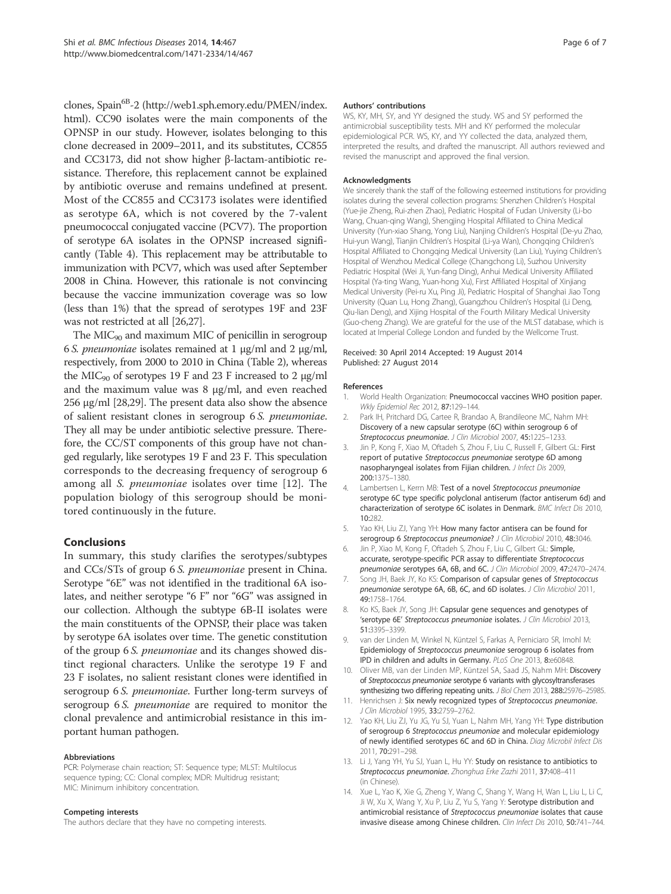clones, Spain$^{6B}$-2 (http://web1.sph.emory.edu/PMEN/index.html). CC90 isolates were the main components of the OPNSP in our study. However, isolates belonging to this clone decreased in 2009–2011, and its substitutes, CC855 and CC3173, did not show higher β-lactam-antibiotic resistance. Therefore, this replacement cannot be explained by antibiotic overuse and remains undefined at present. Most of the CC855 and CC3173 isolates were identified as serotype 6A, which is not covered by the 7-valent pneumococcal conjugated vaccine (PCV7). The proportion of serotype 6A isolates in the OPNSP increased significantly (Table 4). This replacement may be attributable to immunization with PCV7, which was used after September 2008 in China. However, this rationale is not convincing because the vaccine immunization coverage was so low (less than 1%) that the spread of serotypes 19F and 23F was not restricted at all [26,27].

The $MIC_{90}$ and maximum MIC of penicillin in serogroup 6 *S. pneumoniae* isolates remained at 1 μg/ml and 2 μg/ml, respectively, from 2000 to 2010 in China (Table 2), whereas the $MIC_{90}$ of serotypes 19 F and 23 F increased to 2 μg/ml and the maximum value was 8 μg/ml, and even reached 256 μg/ml [28,29]. The present data also show the absence of salient resistant clones in serogroup 6 *S. pneumoniae*. They all may be under antibiotic selective pressure. Therefore, the CC/ST components of this group have not changed regularly, like serotypes 19 F and 23 F. This speculation corresponds to the decreasing frequency of serogroup 6 among all *S. pneumoniae* isolates over time [12]. The population biology of this serogroup should be monitored continuously in the future.

## Conclusions

In summary, this study clarifies the serotypes/subtypes and CCs/STs of group 6 *S. pneumoniae* present in China. Serotype "6E" was not identified in the traditional 6A isolates, and neither serotype "6 F" nor "6G" was assigned in our collection. Although the subtype 6B-II isolates were the main constituents of the OPNSP, their place was taken by serotype 6A isolates over time. The genetic constitution of the group 6 *S. pneumoniae* and its changes showed distinct regional characters. Unlike the serotype 19 F and 23 F isolates, no salient resistant clones were identified in serogroup 6 *S. pneumoniae*. Further long-term surveys of serogroup 6 *S. pneumoniae* are required to monitor the clonal prevalence and antimicrobial resistance in this important human pathogen.

#### Abbreviations

PCR: Polymerase chain reaction; ST: Sequence type; MLST: Multilocus sequence typing; CC: Clonal complex; MDR: Multidrug resistant; MIC: Minimum inhibitory concentration.

#### Competing interests

The authors declare that they have no competing interests.

#### Authors' contributions

WS, KY, MH, SY, and YY designed the study. WS and SY performed the antimicrobial susceptibility tests. MH and KY performed the molecular epidemiological PCR. WS, KY, and YY collected the data, analyzed them, interpreted the results, and drafted the manuscript. All authors reviewed and revised the manuscript and approved the final version.

#### Acknowledgments

We sincerely thank the staff of the following esteemed institutions for providing isolates during the several collection programs: Shenzhen Children's Hospital (Yue-jie Zheng, Rui-zhen Zhao), Pediatric Hospital of Fudan University (Li-bo Wang, Chuan-qing Wang), Shengjing Hospital Affiliated to China Medical University (Yun-xiao Shang, Yong Liu), Nanjing Children's Hospital (De-yu Zhao, Hui-yun Wang), Tianjin Children's Hospital (Li-ya Wan), Chongqing Children's Hospital Affiliated to Chongqing Medical University (Lan Liu), Yuying Children's Hospital of Wenzhou Medical College (Changchong Li), Suzhou University Pediatric Hospital (Wei Ji, Yun-fang Ding), Anhui Medical University Affiliated Hospital (Ya-ting Wang, Yuan-hong Xu), First Affiliated Hospital of Xinjiang Medical University (Pei-ru Xu, Ping Ji), Pediatric Hospital of Shanghai Jiao Tong University (Quan Lu, Hong Zhang), Guangzhou Children's Hospital (Li Deng, Qiu-lian Deng), and Xijing Hospital of the Fourth Military Medical University (Guo-cheng Zhang). We are grateful for the use of the MLST database, which is located at Imperial College London and funded by the Wellcome Trust.

Received: 30 April 2014 Accepted: 19 August 2014
Published: 27 August 2014

#### References

1. World Health Organization: **Pneumococcal vaccines WHO position paper.** *Wkly Epidemiol Rec* 2012, **87:**129–144.
2. Park IH, Pritchard DG, Cartee R, Brandao A, Brandileone MC, Nahm MH: **Discovery of a new capsular serotype (6C) within serogroup 6 of *Streptococcus pneumoniae*.** *J Clin Microbiol* 2007, **45:**1225–1233.
3. Jin P, Kong F, Xiao M, Oftadeh S, Zhou F, Liu C, Russell F, Gilbert GL: **First report of putative *Streptococcus pneumoniae* serotype 6D among nasopharyngeal isolates from Fijian children.** *J Infect Dis* 2009, **200:**1375–1380.
4. Lambertsen L, Kerrn MB: **Test of a novel *Streptococcus pneumoniae* serotype 6C type specific polyclonal antiserum (factor antiserum 6d) and characterization of serotype 6C isolates in Denmark.** *BMC Infect Dis* 2010, **10:**282.
5. Yao KH, Liu ZJ, Yang YH: **How many factor antisera can be found for serogroup 6 *Streptococcus pneumoniae*?** *J Clin Microbiol* 2010, **48:**3046.
6. Jin P, Xiao M, Kong F, Oftadeh S, Zhou F, Liu C, Gilbert GL: **Simple, accurate, serotype-specific PCR assay to differentiate *Streptococcus pneumoniae* serotypes 6A, 6B, and 6C.** *J Clin Microbiol* 2009, **47:**2470–2474.
7. Song JH, Baek JY, Ko KS: **Comparison of capsular genes of *Streptococcus pneumoniae* serotype 6A, 6B, 6C, and 6D isolates.** *J Clin Microbiol* 2011, **49:**1758–1764.
8. Ko KS, Baek JY, Song JH: **Capsular gene sequences and genotypes of 'serotype 6E' *Streptococcus pneumoniae* isolates.** *J Clin Microbiol* 2013, **51:**3395–3399.
9. van der Linden M, Winkel N, Küntzel S, Farkas A, Perniciaro SR, Imohl M: **Epidemiology of *Streptococcus pneumoniae* serogroup 6 isolates from IPD in children and adults in Germany.** *PLoS One* 2013, **8:**e60848.
10. Oliver MB, van der Linden MP, Küntzel SA, Saad JS, Nahm MH: **Discovery of *Streptococcus pneumoniae* serotype 6 variants with glycosyltransferases synthesizing two differing repeating units.** *J Biol Chem* 2013, **288:**25976–25985.
11. Henrichsen J: **Six newly recognized types of *Streptococcus pneumoniae*.** *J Clin Microbiol* 1995, **33:**2759–2762.
12. Yao KH, Liu ZJ, Yu JG, Yu SJ, Yuan L, Nahm MH, Yang YH: **Type distribution of serogroup 6 *Streptococcus pneumoniae* and molecular epidemiology of newly identified serotypes 6C and 6D in China.** *Diag Microbil Infect Dis* 2011, **70:**291–298.
13. Li J, Yang YH, Yu SJ, Yuan L, Hu YY: **Study on resistance to antibiotics to *Streptococcus pneumoniae*.** *Zhonghua Erke Zazhi* 2011, **37:**408–411 (in Chinese).
14. Xue L, Yao K, Xie G, Zheng Y, Wang C, Shang Y, Wang H, Wan L, Liu L, Li C, Ji W, Xu X, Wang Y, Xu P, Liu Z, Yu S, Yang Y: **Serotype distribution and antimicrobial resistance of *Streptococcus pneumoniae* isolates that cause invasive disease among Chinese children.** *Clin Infect Dis* 2010, **50:**741–744.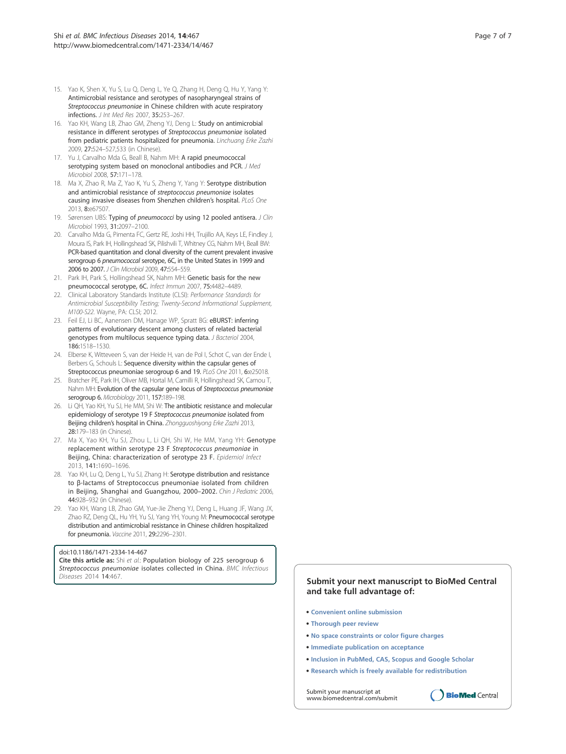15. Yao K, Shen X, Yu S, Lu Q, Deng L, Ye Q, Zhang H, Deng Q, Hu Y, Yang Y: **Antimicrobial resistance and serotypes of nasopharyngeal strains of *Streptococcus pneumoniae* in Chinese children with acute respiratory infections.** *J Int Med Res* 2007, **35:**253–267.
16. Yao KH, Wang LB, Zhao GM, Zheng YJ, Deng L: **Study on antimicrobial resistance in different serotypes of *Streptococcus pneumoniae* isolated from pediatric patients hospitalized for pneumonia.** *Linchuang Erke Zazhi* 2009, **27:**524–527,533 (in Chinese).
17. Yu J, Carvalho Mda G, Beall B, Nahm MH: **A rapid pneumococcal serotyping system based on monoclonal antibodies and PCR.** *J Med Microbiol* 2008, **57:**171–178.
18. Ma X, Zhao R, Ma Z, Yao K, Yu S, Zheng Y, Yang Y: **Serotype distribution and antimicrobial resistance of *streptococcus pneumoniae* isolates causing invasive diseases from Shenzhen children's hospital.** *PLoS One* 2013, **8:**e67507.
19. Sørensen UBS: **Typing of *pneumococci* by using 12 pooled antisera.** *J Clin Microbiol* 1993, **31:**2097–2100.
20. Carvalho Mda G, Pimenta FC, Gertz RE, Joshi HH, Trujillo AA, Keys LE, Findley J, Moura IS, Park IH, Hollingshead SK, Pilishvili T, Whitney CG, Nahm MH, Beall BW: **PCR-based quantitation and clonal diversity of the current prevalent invasive serogroup 6 *pneumococcal* serotype, 6C, in the United States in 1999 and 2006 to 2007.** *J Clin Microbiol* 2009, **47:**554–559.
21. Park IH, Park S, Hollingshead SK, Nahm MH: **Genetic basis for the new pneumococcal serotype, 6C.** *Infect Immun* 2007, **75:**4482–4489.
22. Clinical Laboratory Standards Institute (CLSI): *Performance Standards for Antimicrobial Susceptibility Testing; Twenty-Second Informational Supplement, M100-S22.* Wayne, PA: CLSI; 2012.
23. Feil EJ, Li BC, Aanensen DM, Hanage WP, Spratt BG: **eBURST: inferring patterns of evolutionary descent among clusters of related bacterial genotypes from multilocus sequence typing data.** *J Bacteriol* 2004, **186:**1518–1530.
24. Elberse K, Witteveen S, van der Heide H, van de Pol I, Schot C, van der Ende I, Berbers G, Schouls L: **Sequence diversity within the capsular genes of Streptococcus pneumoniae serogroup 6 and 19.** *PLoS One* 2011, **6:**e25018.
25. Bratcher PE, Park IH, Oliver MB, Hortal M, Camilli R, Hollingshead SK, Camou T, Nahm MH: **Evolution of the capsular gene locus of *Streptococcus pneumoniae* serogroup 6.** *Microbiology* 2011, **157:**189–198.
26. Li QH, Yao KH, Yu SJ, He MM, Shi W: **The antibiotic resistance and molecular epidemiology of serotype 19 F *Streptococcus pneumoniae* isolated from Beijing children's hospital in China.** *Zhongguoshiyong Erke Zazhi* 2013, **28:**179–183 (in Chinese).
27. Ma X, Yao KH, Yu SJ, Zhou L, Li QH, Shi W, He MM, Yang YH: **Genotype replacement within serotype 23 F *Streptococcus pneumoniae* in Beijing, China: characterization of serotype 23 F.** *Epidemiol Infect* 2013, **141:**1690–1696.
28. Yao KH, Lu Q, Deng L, Yu SJ, Zhang H: **Serotype distribution and resistance to β-lactams of Streptococcus pneumoniae isolated from children in Beijing, Shanghai and Guangzhou, 2000–2002.** *Chin J Pediatric* 2006, **44:**928–932 (in Chinese).
29. Yao KH, Wang LB, Zhao GM, Yue-Jie Zheng YJ, Deng L, Huang JF, Wang JX, Zhao RZ, Deng QL, Hu YH, Yu SJ, Yang YH, Young M: **Pneumococcal serotype distribution and antimicrobial resistance in Chinese children hospitalized for pneumonia.** *Vaccine* 2011, **29:**2296–2301.

doi:10.1186/1471-2334-14-467
**Cite this article as:** Shi *et al.*: Population biology of 225 serogroup 6 *Streptococcus pneumoniae* isolates collected in China. *BMC Infectious Diseases* 2014 **14**:467.

**Submit your next manuscript to BioMed Central and take full advantage of:**

- **Convenient online submission**
- **Thorough peer review**
- **No space constraints or color figure charges**
- **Immediate publication on acceptance**
- **Inclusion in PubMed, CAS, Scopus and Google Scholar**
- **Research which is freely available for redistribution**

Submit your manuscript at
www.biomedcentral.com/submit

BioMed Central